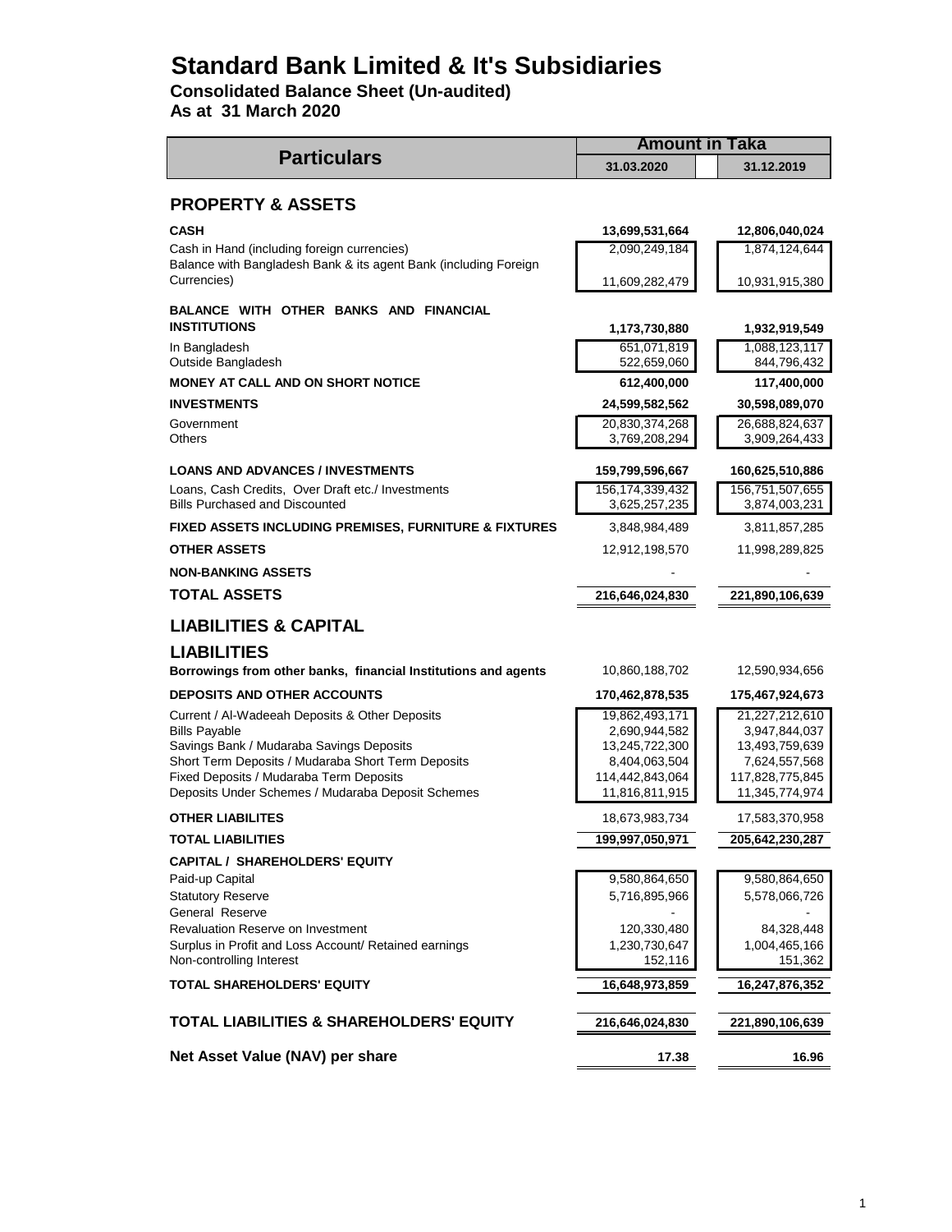# Standard Bank Limited & It's Subsidiaries

**Consolidated Balance Sheet (Un-audited)**
**As at 31 March 2020**

| Particulars | Amount in Taka | |
|---|---|---|
| | 31.03.2020 | 31.12.2019 |
| **PROPERTY & ASSETS** | | |
| **CASH** | **13,699,531,664** | **12,806,040,024** |
| Cash in Hand (including foreign currencies) | 2,090,249,184 | 1,874,124,644 |
| Balance with Bangladesh Bank & its agent Bank (including Foreign Currencies) | 11,609,282,479 | 10,931,915,380 |
| **BALANCE WITH OTHER BANKS AND FINANCIAL INSTITUTIONS** | **1,173,730,880** | **1,932,919,549** |
| In Bangladesh | 651,071,819 | 1,088,123,117 |
| Outside Bangladesh | 522,659,060 | 844,796,432 |
| **MONEY AT CALL AND ON SHORT NOTICE** | **612,400,000** | **117,400,000** |
| **INVESTMENTS** | **24,599,582,562** | **30,598,089,070** |
| Government | 20,830,374,268 | 26,688,824,637 |
| Others | 3,769,208,294 | 3,909,264,433 |
| **LOANS AND ADVANCES / INVESTMENTS** | **159,799,596,667** | **160,625,510,886** |
| Loans, Cash Credits, Over Draft etc./ Investments | 156,174,339,432 | 156,751,507,655 |
| Bills Purchased and Discounted | 3,625,257,235 | 3,874,003,231 |
| **FIXED ASSETS INCLUDING PREMISES, FURNITURE & FIXTURES** | 3,848,984,489 | 3,811,857,285 |
| **OTHER ASSETS** | 12,912,198,570 | 11,998,289,825 |
| **NON-BANKING ASSETS** | - | - |
| **TOTAL ASSETS** | **216,646,024,830** | **221,890,106,639** |
| **LIABILITIES & CAPITAL** | | |
| **LIABILITIES** | | |
| **Borrowings from other banks, financial Institutions and agents** | 10,860,188,702 | 12,590,934,656 |
| **DEPOSITS AND OTHER ACCOUNTS** | **170,462,878,535** | **175,467,924,673** |
| Current / Al-Wadeeah Deposits & Other Deposits | 19,862,493,171 | 21,227,212,610 |
| Bills Payable | 2,690,944,582 | 3,947,844,037 |
| Savings Bank / Mudaraba Savings Deposits | 13,245,722,300 | 13,493,759,639 |
| Short Term Deposits / Mudaraba Short Term Deposits | 8,404,063,504 | 7,624,557,568 |
| Fixed Deposits / Mudaraba Term Deposits | 114,442,843,064 | 117,828,775,845 |
| Deposits Under Schemes / Mudaraba Deposit Schemes | 11,816,811,915 | 11,345,774,974 |
| **OTHER LIABILITES** | 18,673,983,734 | 17,583,370,958 |
| **TOTAL LIABILITIES** | **199,997,050,971** | **205,642,230,287** |
| **CAPITAL / SHAREHOLDERS' EQUITY** | | |
| Paid-up Capital | 9,580,864,650 | 9,580,864,650 |
| Statutory Reserve | 5,716,895,966 | 5,578,066,726 |
| General Reserve | - | - |
| Revaluation Reserve on Investment | 120,330,480 | 84,328,448 |
| Surplus in Profit and Loss Account/ Retained earnings | 1,230,730,647 | 1,004,465,166 |
| Non-controlling Interest | 152,116 | 151,362 |
| **TOTAL SHAREHOLDERS' EQUITY** | **16,648,973,859** | **16,247,876,352** |
| **TOTAL LIABILITIES & SHAREHOLDERS' EQUITY** | **216,646,024,830** | **221,890,106,639** |
| **Net Asset Value (NAV) per share** | **17.38** | **16.96** |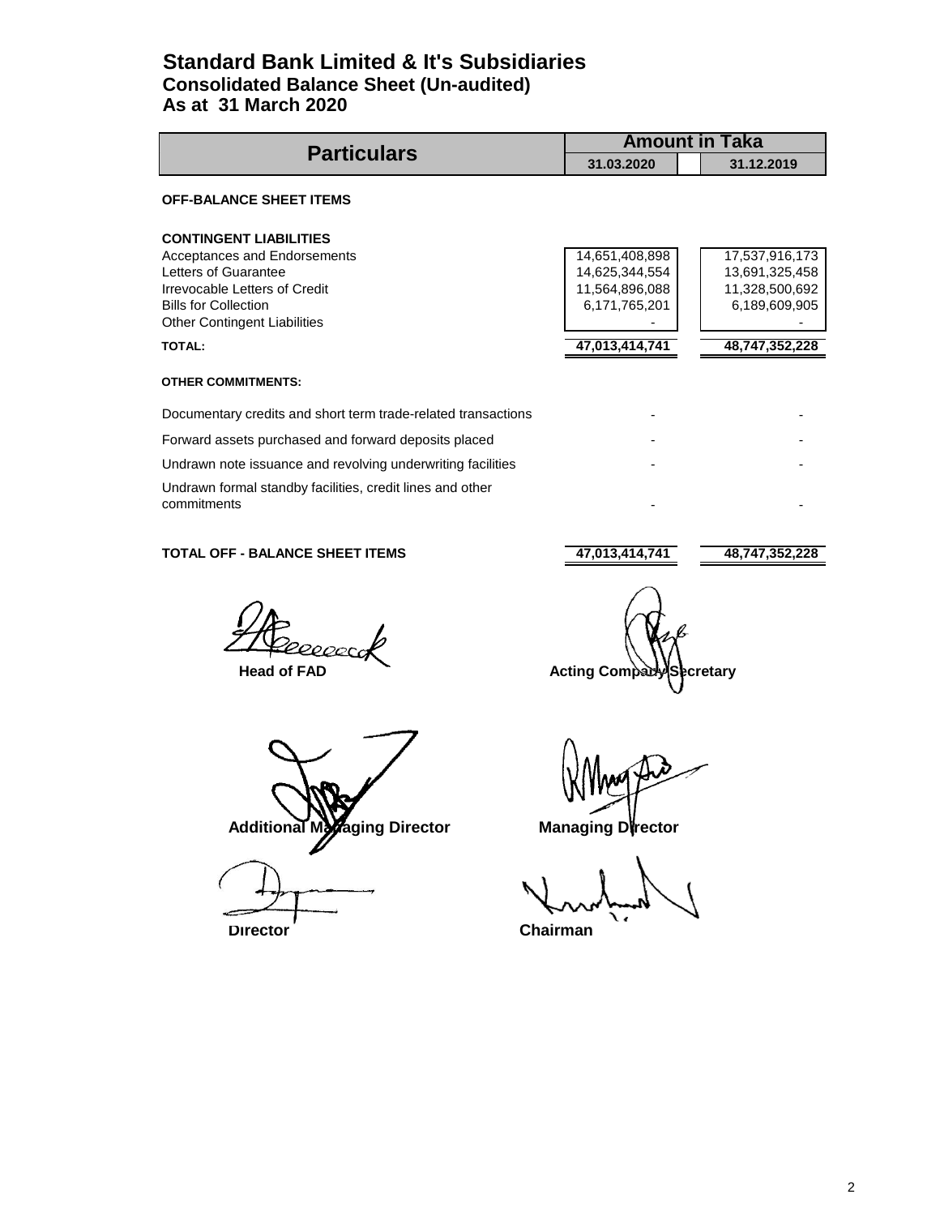# Standard Bank Limited & It's Subsidiaries
## Consolidated Balance Sheet (Un-audited)
## As at 31 March 2020

| Particulars | Amount in Taka | |
|---|---|---|
| | 31.03.2020 | 31.12.2019 |
| **OFF-BALANCE SHEET ITEMS** | | |
| **CONTINGENT LIABILITIES** | | |
| Acceptances and Endorsements | 14,651,408,898 | 17,537,916,173 |
| Letters of Guarantee | 14,625,344,554 | 13,691,325,458 |
| Irrevocable Letters of Credit | 11,564,896,088 | 11,328,500,692 |
| Bills for Collection | 6,171,765,201 | 6,189,609,905 |
| Other Contingent Liabilities | - | - |
| **TOTAL:** | **47,013,414,741** | **48,747,352,228** |
| **OTHER COMMITMENTS:** | | |
| Documentary credits and short term trade-related transactions | - | - |
| Forward assets purchased and forward deposits placed | - | - |
| Undrawn note issuance and revolving underwriting facilities | - | - |
| Undrawn formal standby facilities, credit lines and other commitments | - | - |
| **TOTAL OFF - BALANCE SHEET ITEMS** | **47,013,414,741** | **48,747,352,228** |

**Head of FAD** **Acting Company Secretary**

**Additional Managing Director** **Managing Director**

**Director** **Chairman**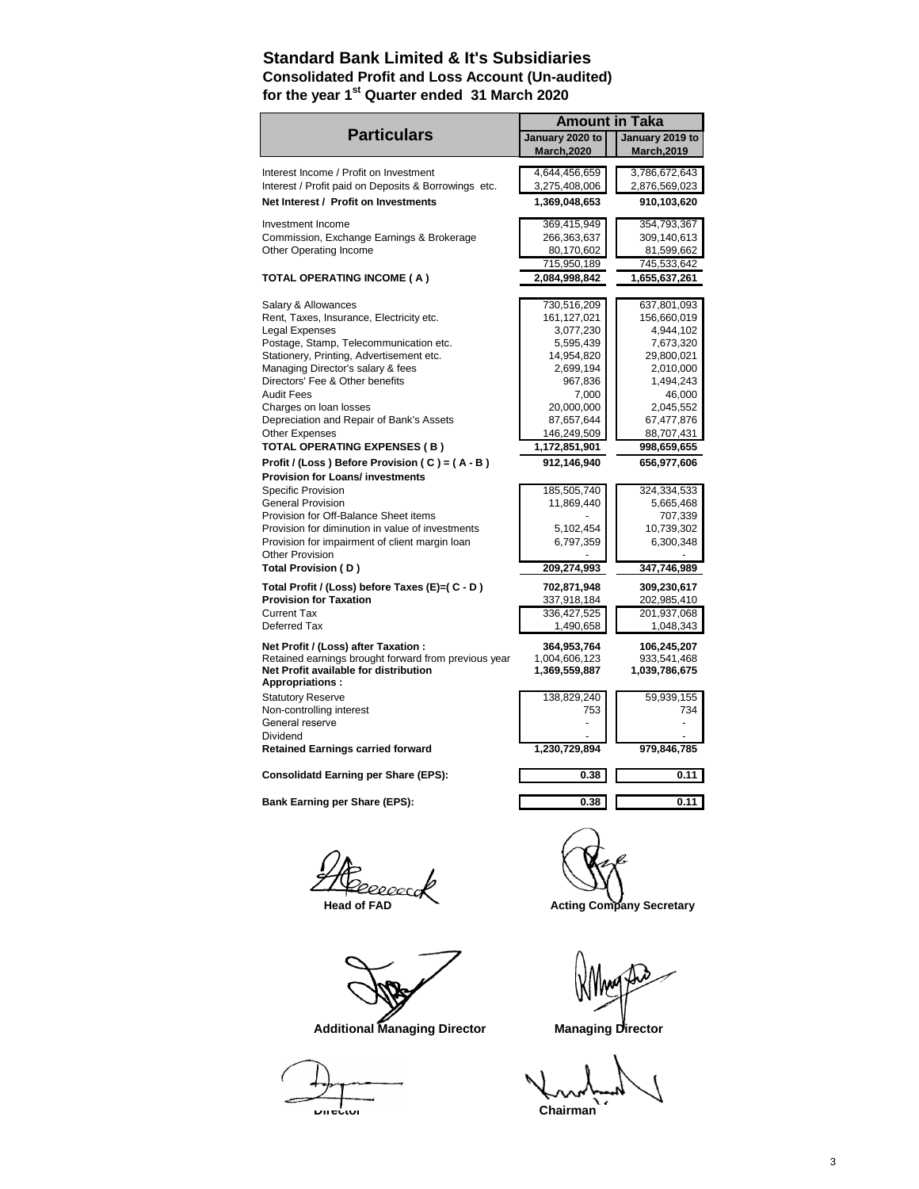# Standard Bank Limited & It's Subsidiaries

## Consolidated Profit and Loss Account (Un-audited)

## for the year 1st Quarter ended 31 March 2020

| Particulars | Amount in Taka | |
|---|---|---|
| | January 2020 to March,2020 | January 2019 to March,2019 |
| Interest Income / Profit on Investment | 4,644,456,659 | 3,786,672,643 |
| Interest / Profit paid on Deposits & Borrowings etc. | 3,275,408,006 | 2,876,569,023 |
| **Net Interest / Profit on Investments** | **1,369,048,653** | **910,103,620** |
| Investment Income | 369,415,949 | 354,793,367 |
| Commission, Exchange Earnings & Brokerage | 266,363,637 | 309,140,613 |
| Other Operating Income | 80,170,602 | 81,599,662 |
| | 715,950,189 | 745,533,642 |
| **TOTAL OPERATING INCOME ( A )** | **2,084,998,842** | **1,655,637,261** |
| Salary & Allowances | 730,516,209 | 637,801,093 |
| Rent, Taxes, Insurance, Electricity etc. | 161,127,021 | 156,660,019 |
| Legal Expenses | 3,077,230 | 4,944,102 |
| Postage, Stamp, Telecommunication etc. | 5,595,439 | 7,673,320 |
| Stationery, Printing, Advertisement etc. | 14,954,820 | 29,800,021 |
| Managing Director's salary & fees | 2,699,194 | 2,010,000 |
| Directors' Fee & Other benefits | 967,836 | 1,494,243 |
| Audit Fees | 7,000 | 46,000 |
| Charges on loan losses | 20,000,000 | 2,045,552 |
| Depreciation and Repair of Bank's Assets | 87,657,644 | 67,477,876 |
| Other Expenses | 146,249,509 | 88,707,431 |
| **TOTAL OPERATING EXPENSES ( B )** | **1,172,851,901** | **998,659,655** |
| **Profit / (Loss ) Before Provision ( C ) = ( A - B )** | **912,146,940** | **656,977,606** |
| **Provision for Loans/ investments** | | |
| Specific Provision | 185,505,740 | 324,334,533 |
| General Provision | 11,869,440 | 5,665,468 |
| Provision for Off-Balance Sheet items | - | 707,339 |
| Provision for diminution in value of investments | 5,102,454 | 10,739,302 |
| Provision for impairment of client margin loan | 6,797,359 | 6,300,348 |
| Other Provision | - | - |
| **Total Provision ( D )** | **209,274,993** | **347,746,989** |
| **Total Profit / (Loss) before Taxes (E)=( C - D )** | **702,871,948** | **309,230,617** |
| **Provision for Taxation** | 337,918,184 | 202,985,410 |
| Current Tax | 336,427,525 | 201,937,068 |
| Deferred Tax | 1,490,658 | 1,048,343 |
| **Net Profit / (Loss) after Taxation :** | **364,953,764** | **106,245,207** |
| Retained earnings brought forward from previous year | 1,004,606,123 | 933,541,468 |
| **Net Profit available for distribution** | **1,369,559,887** | **1,039,786,675** |
| **Appropriations :** | | |
| Statutory Reserve | 138,829,240 | 59,939,155 |
| Non-controlling interest | 753 | 734 |
| General reserve | - | - |
| Dividend | - | - |
| **Retained Earnings carried forward** | **1,230,729,894** | **979,846,785** |
| **Consolidatd Earning per Share (EPS):** | **0.38** | **0.11** |
| **Bank Earning per Share (EPS):** | **0.38** | **0.11** |

**Head of FAD** | **Acting Company Secretary**

**Additional Managing Director** | **Managing Director**

**Director** | **Chairman**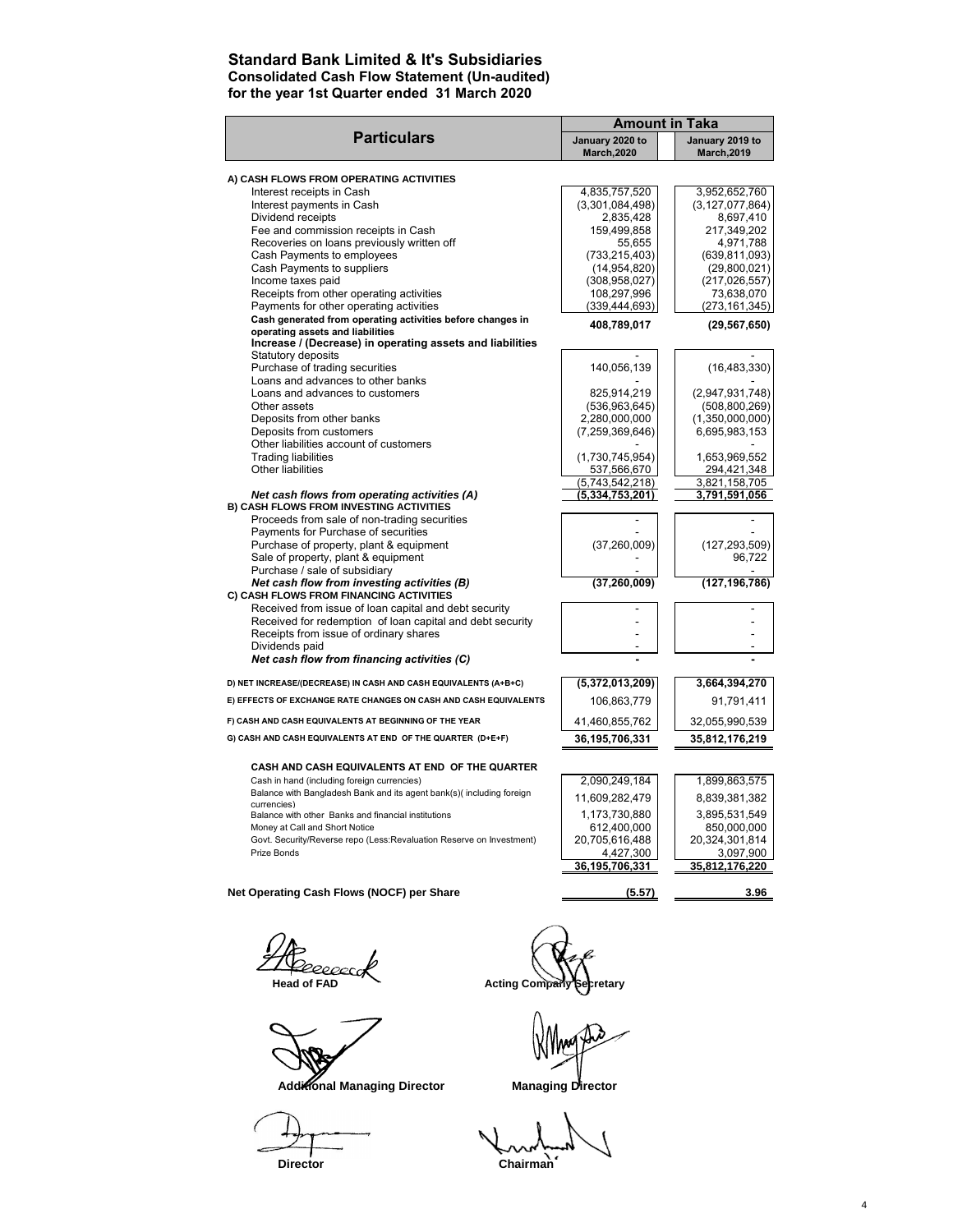## Standard Bank Limited & It's Subsidiaries
### Consolidated Cash Flow Statement (Un-audited)
### for the year 1st Quarter ended 31 March 2020

| Particulars | Amount in Taka | |
|---|---|---|
| | January 2020 to March,2020 | January 2019 to March,2019 |
| **A) CASH FLOWS FROM OPERATING ACTIVITIES** | | |
| Interest receipts in Cash | 4,835,757,520 | 3,952,652,760 |
| Interest payments in Cash | (3,301,084,498) | (3,127,077,864) |
| Dividend receipts | 2,835,428 | 8,697,410 |
| Fee and commission receipts in Cash | 159,499,858 | 217,349,202 |
| Recoveries on loans previously written off | 55,655 | 4,971,788 |
| Cash Payments to employees | (733,215,403) | (639,811,093) |
| Cash Payments to suppliers | (14,954,820) | (29,800,021) |
| Income taxes paid | (308,958,027) | (217,026,557) |
| Receipts from other operating activities | 108,297,996 | 73,638,070 |
| Payments for other operating activities | (339,444,693) | (273,161,345) |
| **Cash generated from operating activities before changes in operating assets and liabilities** | **408,789,017** | **(29,567,650)** |
| **Increase / (Decrease) in operating assets and liabilities** | | |
| Statutory deposits | - | - |
| Purchase of trading securities | 140,056,139 | (16,483,330) |
| Loans and advances to other banks | - | - |
| Loans and advances to customers | 825,914,219 | (2,947,931,748) |
| Other assets | (536,963,645) | (508,800,269) |
| Deposits from other banks | 2,280,000,000 | (1,350,000,000) |
| Deposits from customers | (7,259,369,646) | 6,695,983,153 |
| Other liabilities account of customers | - | - |
| Trading liabilities | (1,730,745,954) | 1,653,969,552 |
| Other liabilities | 537,566,670 | 294,421,348 |
| | (5,743,542,218) | 3,821,158,705 |
| ***Net cash flows from operating activities (A)*** | **(5,334,753,201)** | **3,791,591,056** |
| **B) CASH FLOWS FROM INVESTING ACTIVITIES** | | |
| Proceeds from sale of non-trading securities | - | - |
| Payments for Purchase of securities | - | - |
| Purchase of property, plant & equipment | (37,260,009) | (127,293,509) |
| Sale of property, plant & equipment | - | 96,722 |
| Purchase / sale of subsidiary | - | - |
| ***Net cash flow from investing activities (B)*** | **(37,260,009)** | **(127,196,786)** |
| **C) CASH FLOWS FROM FINANCING ACTIVITIES** | | |
| Received from issue of loan capital and debt security | - | - |
| Received for redemption of loan capital and debt security | - | - |
| Receipts from issue of ordinary shares | - | - |
| Dividends paid | - | - |
| ***Net cash flow from financing activities (C)*** | **-** | **-** |
| **D) NET INCREASE/(DECREASE) IN CASH AND CASH EQUIVALENTS (A+B+C)** | **(5,372,013,209)** | **3,664,394,270** |
| **E) EFFECTS OF EXCHANGE RATE CHANGES ON CASH AND CASH EQUIVALENTS** | 106,863,779 | 91,791,411 |
| **F) CASH AND CASH EQUIVALENTS AT BEGINNING OF THE YEAR** | 41,460,855,762 | 32,055,990,539 |
| **G) CASH AND CASH EQUIVALENTS AT END OF THE QUARTER (D+E+F)** | **36,195,706,331** | **35,812,176,219** |
| **CASH AND CASH EQUIVALENTS AT END OF THE QUARTER** | | |
| Cash in hand (including foreign currencies) | 2,090,249,184 | 1,899,863,575 |
| Balance with Bangladesh Bank and its agent bank(s)( including foreign currencies) | 11,609,282,479 | 8,839,381,382 |
| Balance with other Banks and financial institutions | 1,173,730,880 | 3,895,531,549 |
| Money at Call and Short Notice | 612,400,000 | 850,000,000 |
| Govt. Security/Reverse repo (Less:Revaluation Reserve on Investment) | 20,705,616,488 | 20,324,301,814 |
| Prize Bonds | 4,427,300 | 3,097,900 |
| | **36,195,706,331** | **35,812,176,220** |
| **Net Operating Cash Flows (NOCF) per Share** | **(5.57)** | **3.96** |

**Head of FAD** | **Acting Company Secretary**

**Additional Managing Director** | **Managing Director**

**Director** | **Chairman**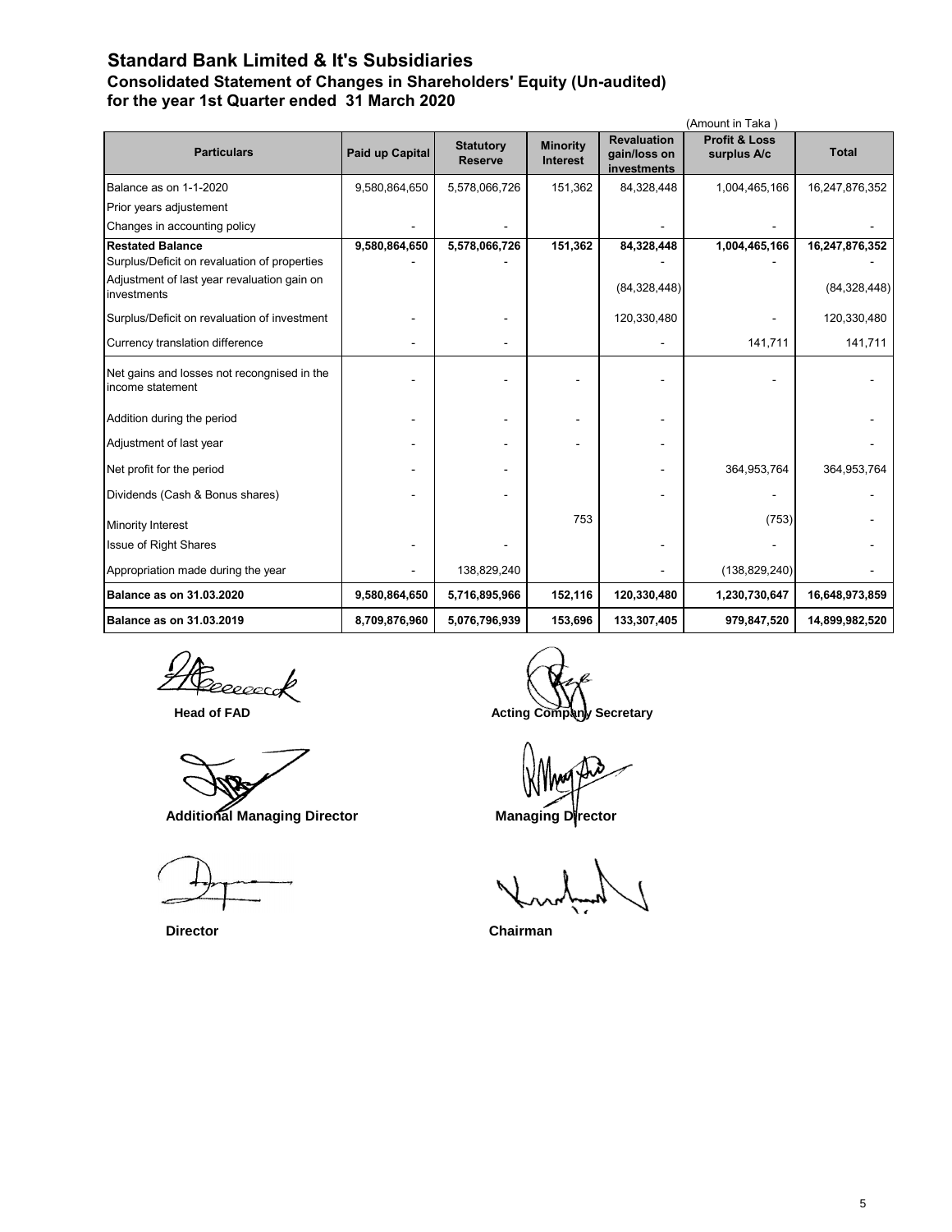# Standard Bank Limited & It's Subsidiaries

## Consolidated Statement of Changes in Shareholders' Equity (Un-audited)

## for the year 1st Quarter ended 31 March 2020

(Amount in Taka )

| Particulars | Paid up Capital | Statutory Reserve | Minority Interest | Revaluation gain/loss on investments | Profit & Loss surplus A/c | Total |
|---|---|---|---|---|---|---|
| Balance as on 1-1-2020 | 9,580,864,650 | 5,578,066,726 | 151,362 | 84,328,448 | 1,004,465,166 | 16,247,876,352 |
| Prior years adjustement | | | | | | |
| Changes in accounting policy | - | - | | - | - | - |
| **Restated Balance** | **9,580,864,650** | **5,578,066,726** | **151,362** | **84,328,448** | **1,004,465,166** | **16,247,876,352** |
| Surplus/Deficit on revaluation of properties | - | - | | - | - | - |
| Adjustment of last year revaluation gain on investments | | | | (84,328,448) | | (84,328,448) |
| Surplus/Deficit on revaluation of investment | - | - | | 120,330,480 | - | 120,330,480 |
| Currency translation difference | - | - | | - | 141,711 | 141,711 |
| Net gains and losses not recongnised in the income statement | - | - | - | - | - | - |
| Addition during the period | - | - | - | - | | - |
| Adjustment of last year | - | - | - | - | | - |
| Net profit for the period | - | - | | - | 364,953,764 | 364,953,764 |
| Dividends (Cash & Bonus shares) | - | - | | - | - | - |
| Minority Interest | | | 753 | | (753) | - |
| Issue of Right Shares | - | - | | - | - | - |
| Appropriation made during the year | - | 138,829,240 | | - | (138,829,240) | - |
| **Balance as on 31.03.2020** | **9,580,864,650** | **5,716,895,966** | **152,116** | **120,330,480** | **1,230,730,647** | **16,648,973,859** |
| **Balance as on 31.03.2019** | **8,709,876,960** | **5,076,796,939** | **153,696** | **133,307,405** | **979,847,520** | **14,899,982,520** |

**Head of FAD** | **Acting Company Secretary**

**Additional Managing Director** | **Managing Director**

**Director** | **Chairman**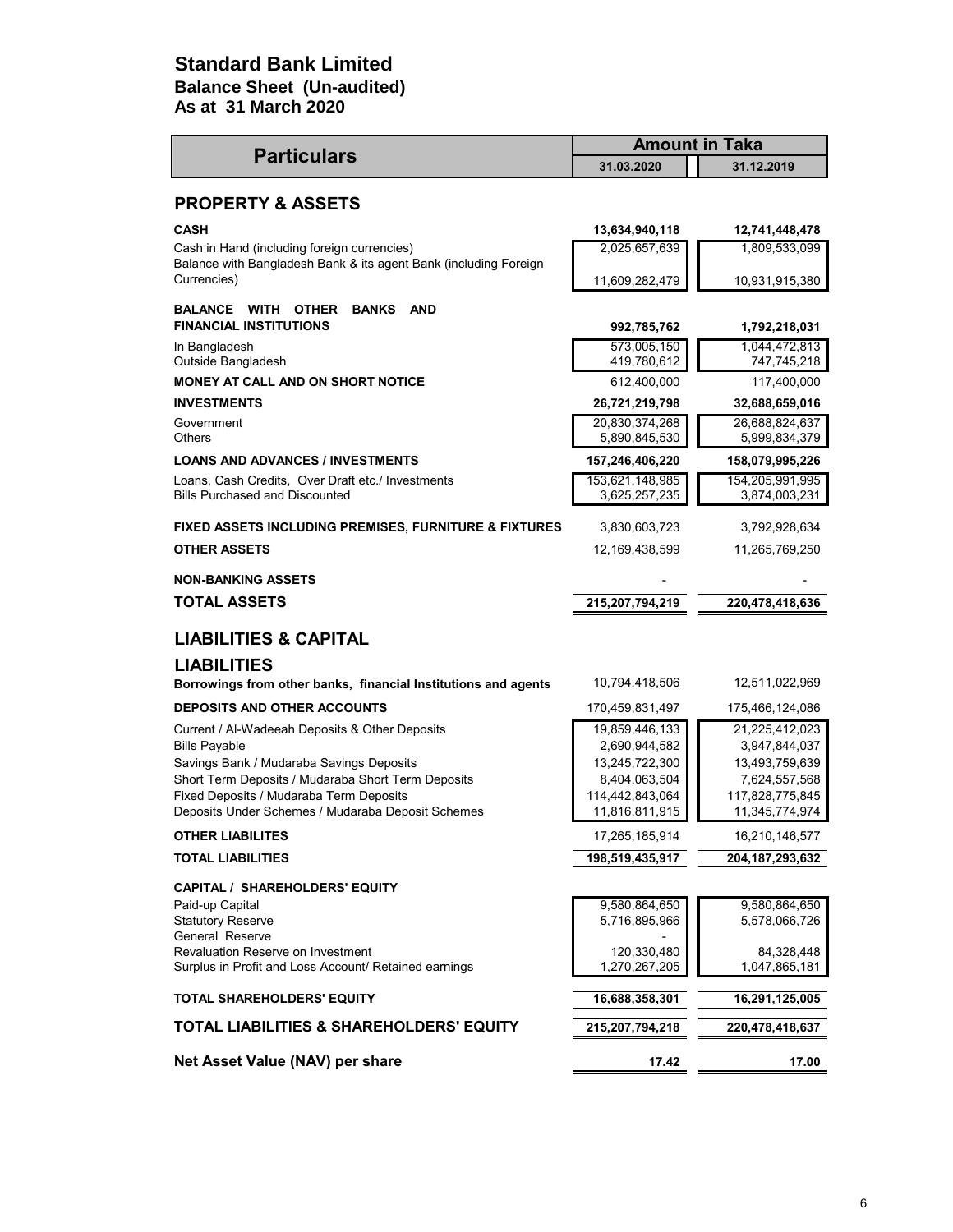# Standard Bank Limited
## Balance Sheet (Un-audited)
### As at 31 March 2020

| Particulars | Amount in Taka | |
|---|---|---|
| | 31.03.2020 | 31.12.2019 |
| **PROPERTY & ASSETS** | | |
| **CASH** | **13,634,940,118** | **12,741,448,478** |
| Cash in Hand (including foreign currencies) | 2,025,657,639 | 1,809,533,099 |
| Balance with Bangladesh Bank & its agent Bank (including Foreign Currencies) | 11,609,282,479 | 10,931,915,380 |
| **BALANCE WITH OTHER BANKS AND FINANCIAL INSTITUTIONS** | **992,785,762** | **1,792,218,031** |
| In Bangladesh | 573,005,150 | 1,044,472,813 |
| Outside Bangladesh | 419,780,612 | 747,745,218 |
| **MONEY AT CALL AND ON SHORT NOTICE** | 612,400,000 | 117,400,000 |
| **INVESTMENTS** | **26,721,219,798** | **32,688,659,016** |
| Government | 20,830,374,268 | 26,688,824,637 |
| Others | 5,890,845,530 | 5,999,834,379 |
| **LOANS AND ADVANCES / INVESTMENTS** | **157,246,406,220** | **158,079,995,226** |
| Loans, Cash Credits, Over Draft etc./ Investments | 153,621,148,985 | 154,205,991,995 |
| Bills Purchased and Discounted | 3,625,257,235 | 3,874,003,231 |
| **FIXED ASSETS INCLUDING PREMISES, FURNITURE & FIXTURES** | 3,830,603,723 | 3,792,928,634 |
| **OTHER ASSETS** | 12,169,438,599 | 11,265,769,250 |
| **NON-BANKING ASSETS** | - | - |
| **TOTAL ASSETS** | **215,207,794,219** | **220,478,418,636** |
| **LIABILITIES & CAPITAL** | | |
| **LIABILITIES** | | |
| **Borrowings from other banks, financial Institutions and agents** | 10,794,418,506 | 12,511,022,969 |
| **DEPOSITS AND OTHER ACCOUNTS** | 170,459,831,497 | 175,466,124,086 |
| Current / Al-Wadeeah Deposits & Other Deposits | 19,859,446,133 | 21,225,412,023 |
| Bills Payable | 2,690,944,582 | 3,947,844,037 |
| Savings Bank / Mudaraba Savings Deposits | 13,245,722,300 | 13,493,759,639 |
| Short Term Deposits / Mudaraba Short Term Deposits | 8,404,063,504 | 7,624,557,568 |
| Fixed Deposits / Mudaraba Term Deposits | 114,442,843,064 | 117,828,775,845 |
| Deposits Under Schemes / Mudaraba Deposit Schemes | 11,816,811,915 | 11,345,774,974 |
| **OTHER LIABILITES** | 17,265,185,914 | 16,210,146,577 |
| **TOTAL LIABILITIES** | **198,519,435,917** | **204,187,293,632** |
| **CAPITAL / SHAREHOLDERS' EQUITY** | | |
| Paid-up Capital | 9,580,864,650 | 9,580,864,650 |
| Statutory Reserve | 5,716,895,966 | 5,578,066,726 |
| General Reserve | - | |
| Revaluation Reserve on Investment | 120,330,480 | 84,328,448 |
| Surplus in Profit and Loss Account/ Retained earnings | 1,270,267,205 | 1,047,865,181 |
| **TOTAL SHAREHOLDERS' EQUITY** | **16,688,358,301** | **16,291,125,005** |
| **TOTAL LIABILITIES & SHAREHOLDERS' EQUITY** | **215,207,794,218** | **220,478,418,637** |
| **Net Asset Value (NAV) per share** | **17.42** | **17.00** |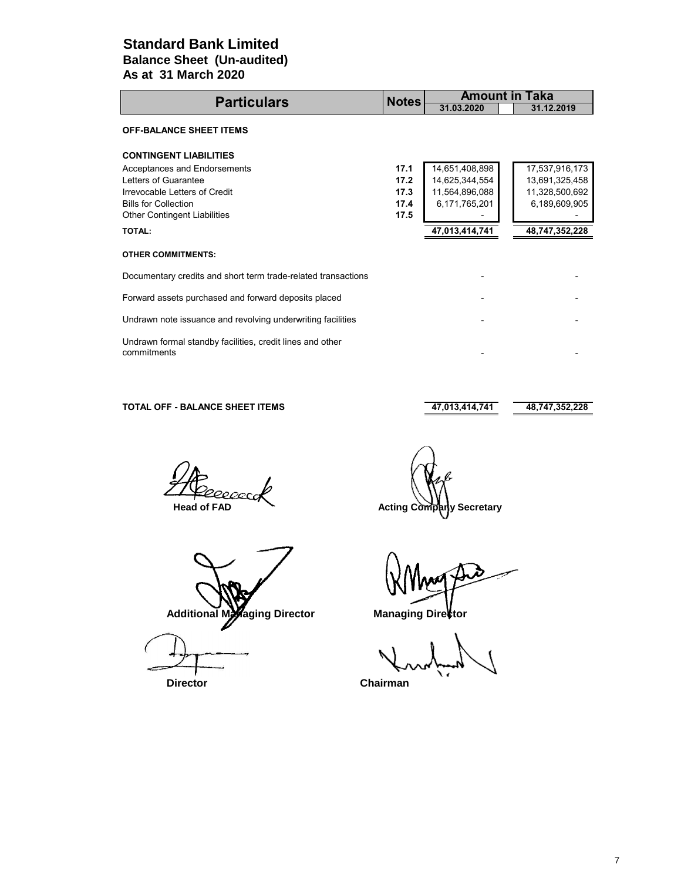# Standard Bank Limited

## Balance Sheet (Un-audited)

## As at 31 March 2020

| Particulars | Notes | Amount in Taka | |
|---|---|---|---|
| | | 31.03.2020 | 31.12.2019 |
| **OFF-BALANCE SHEET ITEMS** | | | |
| **CONTINGENT LIABILITIES** | | | |
| Acceptances and Endorsements | **17.1** | 14,651,408,898 | 17,537,916,173 |
| Letters of Guarantee | **17.2** | 14,625,344,554 | 13,691,325,458 |
| Irrevocable Letters of Credit | **17.3** | 11,564,896,088 | 11,328,500,692 |
| Bills for Collection | **17.4** | 6,171,765,201 | 6,189,609,905 |
| Other Contingent Liabilities | **17.5** | - | - |
| **TOTAL:** | | **47,013,414,741** | **48,747,352,228** |
| **OTHER COMMITMENTS:** | | | |
| Documentary credits and short term trade-related transactions | | - | - |
| Forward assets purchased and forward deposits placed | | - | - |
| Undrawn note issuance and revolving underwriting facilities | | - | - |
| Undrawn formal standby facilities, credit lines and other commitments | | - | - |
| **TOTAL OFF - BALANCE SHEET ITEMS** | | **47,013,414,741** | **48,747,352,228** |

**Head of FAD** **Acting Company Secretary**

**Additional Managing Director** **Managing Director**

**Director** **Chairman**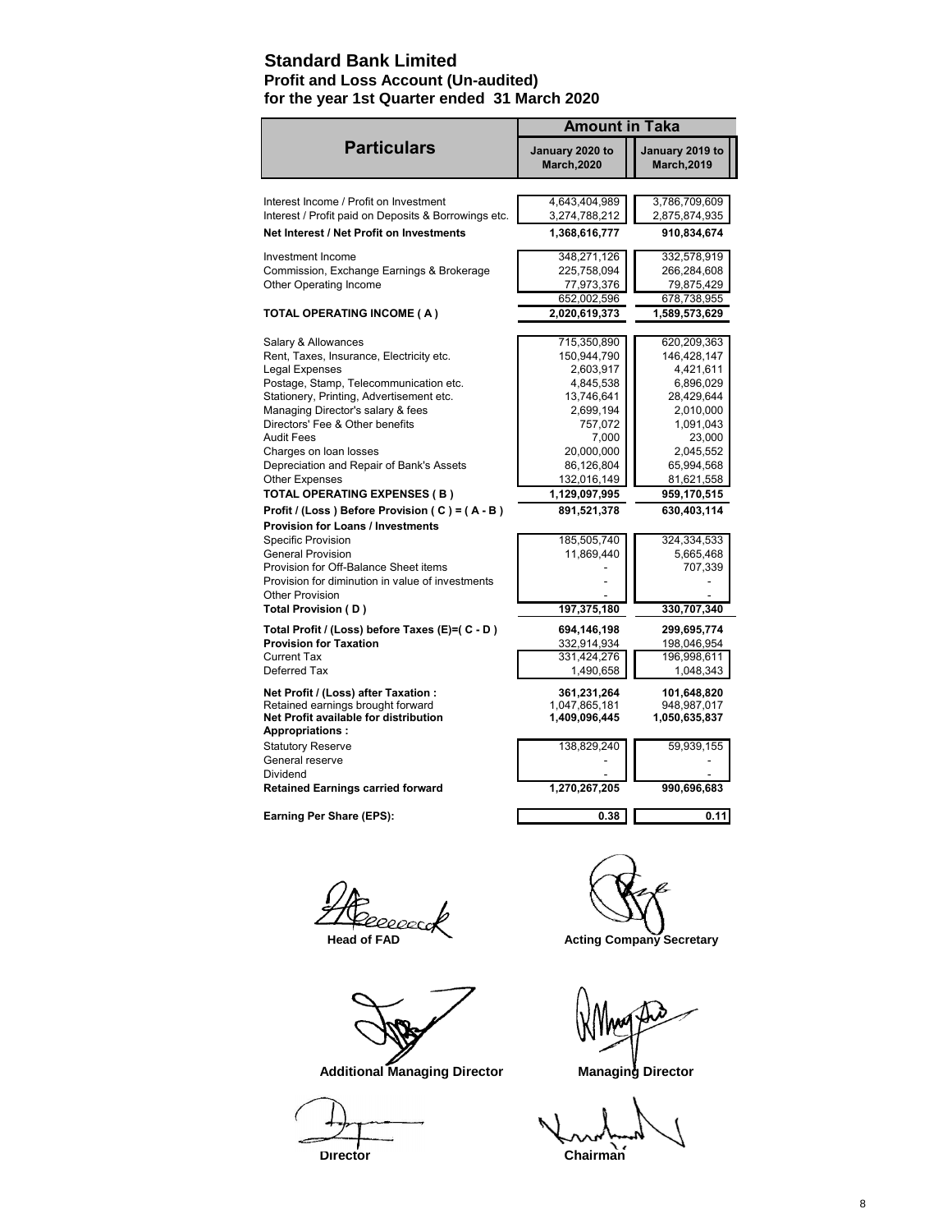# Standard Bank Limited

## Profit and Loss Account (Un-audited)

## for the year 1st Quarter ended 31 March 2020

| Particulars | Amount in Taka | |
|---|---|---|
| | January 2020 to March,2020 | January 2019 to March,2019 |
| Interest Income / Profit on Investment | 4,643,404,989 | 3,786,709,609 |
| Interest / Profit paid on Deposits & Borrowings etc. | 3,274,788,212 | 2,875,874,935 |
| **Net Interest / Net Profit on Investments** | **1,368,616,777** | **910,834,674** |
| Investment Income | 348,271,126 | 332,578,919 |
| Commission, Exchange Earnings & Brokerage | 225,758,094 | 266,284,608 |
| Other Operating Income | 77,973,376 | 79,875,429 |
| | 652,002,596 | 678,738,955 |
| **TOTAL OPERATING INCOME ( A )** | **2,020,619,373** | **1,589,573,629** |
| Salary & Allowances | 715,350,890 | 620,209,363 |
| Rent, Taxes, Insurance, Electricity etc. | 150,944,790 | 146,428,147 |
| Legal Expenses | 2,603,917 | 4,421,611 |
| Postage, Stamp, Telecommunication etc. | 4,845,538 | 6,896,029 |
| Stationery, Printing, Advertisement etc. | 13,746,641 | 28,429,644 |
| Managing Director's salary & fees | 2,699,194 | 2,010,000 |
| Directors' Fee & Other benefits | 757,072 | 1,091,043 |
| Audit Fees | 7,000 | 23,000 |
| Charges on loan losses | 20,000,000 | 2,045,552 |
| Depreciation and Repair of Bank's Assets | 86,126,804 | 65,994,568 |
| Other Expenses | 132,016,149 | 81,621,558 |
| **TOTAL OPERATING EXPENSES ( B )** | **1,129,097,995** | **959,170,515** |
| **Profit / (Loss ) Before Provision ( C ) = ( A - B )** | **891,521,378** | **630,403,114** |
| **Provision for Loans / Investments** | | |
| Specific Provision | 185,505,740 | 324,334,533 |
| General Provision | 11,869,440 | 5,665,468 |
| Provision for Off-Balance Sheet items | - | 707,339 |
| Provision for diminution in value of investments | - | - |
| Other Provision | - | - |
| **Total Provision ( D )** | **197,375,180** | **330,707,340** |
| **Total Profit / (Loss) before Taxes (E)=( C - D )** | **694,146,198** | **299,695,774** |
| **Provision for Taxation** | 332,914,934 | 198,046,954 |
| Current Tax | 331,424,276 | 196,998,611 |
| Deferred Tax | 1,490,658 | 1,048,343 |
| **Net Profit / (Loss) after Taxation :** | **361,231,264** | **101,648,820** |
| Retained earnings brought forward | 1,047,865,181 | 948,987,017 |
| **Net Profit available for distribution** | **1,409,096,445** | **1,050,635,837** |
| **Appropriations :** | | |
| Statutory Reserve | 138,829,240 | 59,939,155 |
| General reserve | - | - |
| Dividend | - | - |
| **Retained Earnings carried forward** | **1,270,267,205** | **990,696,683** |
| **Earning Per Share (EPS):** | **0.38** | **0.11** |

**Head of FAD** | **Acting Company Secretary**

**Additional Managing Director** | **Managing Director**

**Director** | **Chairman**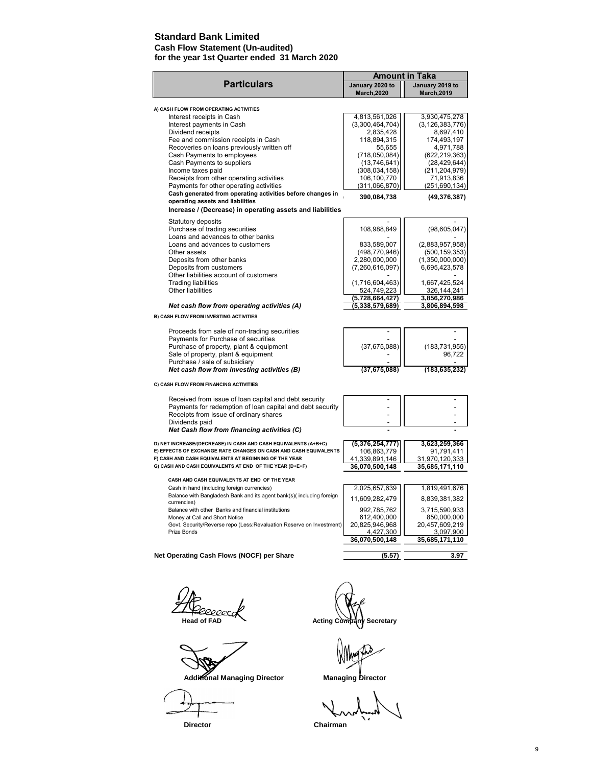# Standard Bank Limited

**Cash Flow Statement (Un-audited)**
**for the year 1st Quarter ended 31 March 2020**

| Particulars | Amount in Taka | |
|---|---|---|
| | January 2020 to March,2020 | January 2019 to March,2019 |
| **A) CASH FLOW FROM OPERATING ACTIVITIES** | | |
| Interest receipts in Cash | 4,813,561,026 | 3,930,475,278 |
| Interest payments in Cash | (3,300,464,704) | (3,126,383,776) |
| Dividend receipts | 2,835,428 | 8,697,410 |
| Fee and commission receipts in Cash | 118,894,315 | 174,493,197 |
| Recoveries on loans previously written off | 55,655 | 4,971,788 |
| Cash Payments to employees | (718,050,084) | (622,219,363) |
| Cash Payments to suppliers | (13,746,641) | (28,429,644) |
| Income taxes paid | (308,034,158) | (211,204,979) |
| Receipts from other operating activities | 106,100,770 | 71,913,836 |
| Payments for other operating activities | (311,066,870) | (251,690,134) |
| **Cash generated from operating activities before changes in operating assets and liabilities** | **390,084,738** | **(49,376,387)** |
| **Increase / (Decrease) in operating assets and liabilities** | | |
| Statutory deposits | - | - |
| Purchase of trading securities | 108,988,849 | (98,605,047) |
| Loans and advances to other banks | - | - |
| Loans and advances to customers | 833,589,007 | (2,883,957,958) |
| Other assets | (498,770,946) | (500,159,353) |
| Deposits from other banks | 2,280,000,000 | (1,350,000,000) |
| Deposits from customers | (7,260,616,097) | 6,695,423,578 |
| Other liabilities account of customers | - | - |
| Trading liabilities | (1,716,604,463) | 1,667,425,524 |
| Other liabilities | 524,749,223 | 326,144,241 |
| | **(5,728,664,427)** | **3,856,270,986** |
| ***Net cash flow from operating activities (A)*** | **(5,338,579,689)** | **3,806,894,598** |
| **B) CASH FLOW FROM INVESTING ACTIVITIES** | | |
| Proceeds from sale of non-trading securities | - | - |
| Payments for Purchase of securities | - | - |
| Purchase of property, plant & equipment | (37,675,088) | (183,731,955) |
| Sale of property, plant & equipment | - | 96,722 |
| Purchase / sale of subsidiary | - | - |
| ***Net cash flow from investing activities (B)*** | **(37,675,088)** | **(183,635,232)** |
| **C) CASH FLOW FROM FINANCING ACTIVITIES** | | |
| Received from issue of loan capital and debt security | - | - |
| Payments for redemption of loan capital and debt security | - | - |
| Receipts from issue of ordinary shares | - | - |
| Dividends paid | - | - |
| ***Net Cash flow from financing activities (C)*** | **-** | **-** |
| **D) NET INCREASE/(DECREASE) IN CASH AND CASH EQUIVALENTS (A+B+C)** | **(5,376,254,777)** | **3,623,259,366** |
| **E) EFFECTS OF EXCHANGE RATE CHANGES ON CASH AND CASH EQUIVALENTS** | 106,863,779 | 91,791,411 |
| **F) CASH AND CASH EQUIVALENTS AT BEGINNING OF THE YEAR** | 41,339,891,146 | 31,970,120,333 |
| **G) CASH AND CASH EQUIVALENTS AT END OF THE YEAR (D+E+F)** | **36,070,500,148** | **35,685,171,110** |
| **CASH AND CASH EQUIVALENTS AT END OF THE YEAR** | | |
| Cash in hand (including foreign currencies) | 2,025,657,639 | 1,819,491,676 |
| Balance with Bangladesh Bank and its agent bank(s)( including foreign currencies) | 11,609,282,479 | 8,839,381,382 |
| Balance with other Banks and financial institutions | 992,785,762 | 3,715,590,933 |
| Money at Call and Short Notice | 612,400,000 | 850,000,000 |
| Govt. Security/Reverse repo (Less:Revaluation Reserve on Investment) | 20,825,946,968 | 20,457,609,219 |
| Prize Bonds | 4,427,300 | 3,097,900 |
| | **36,070,500,148** | **35,685,171,110** |
| **Net Operating Cash Flows (NOCF) per Share** | **(5.57)** | **3.97** |

**Head of FAD** | **Acting Company Secretary**

**Additional Managing Director** | **Managing Director**

**Director** | **Chairman**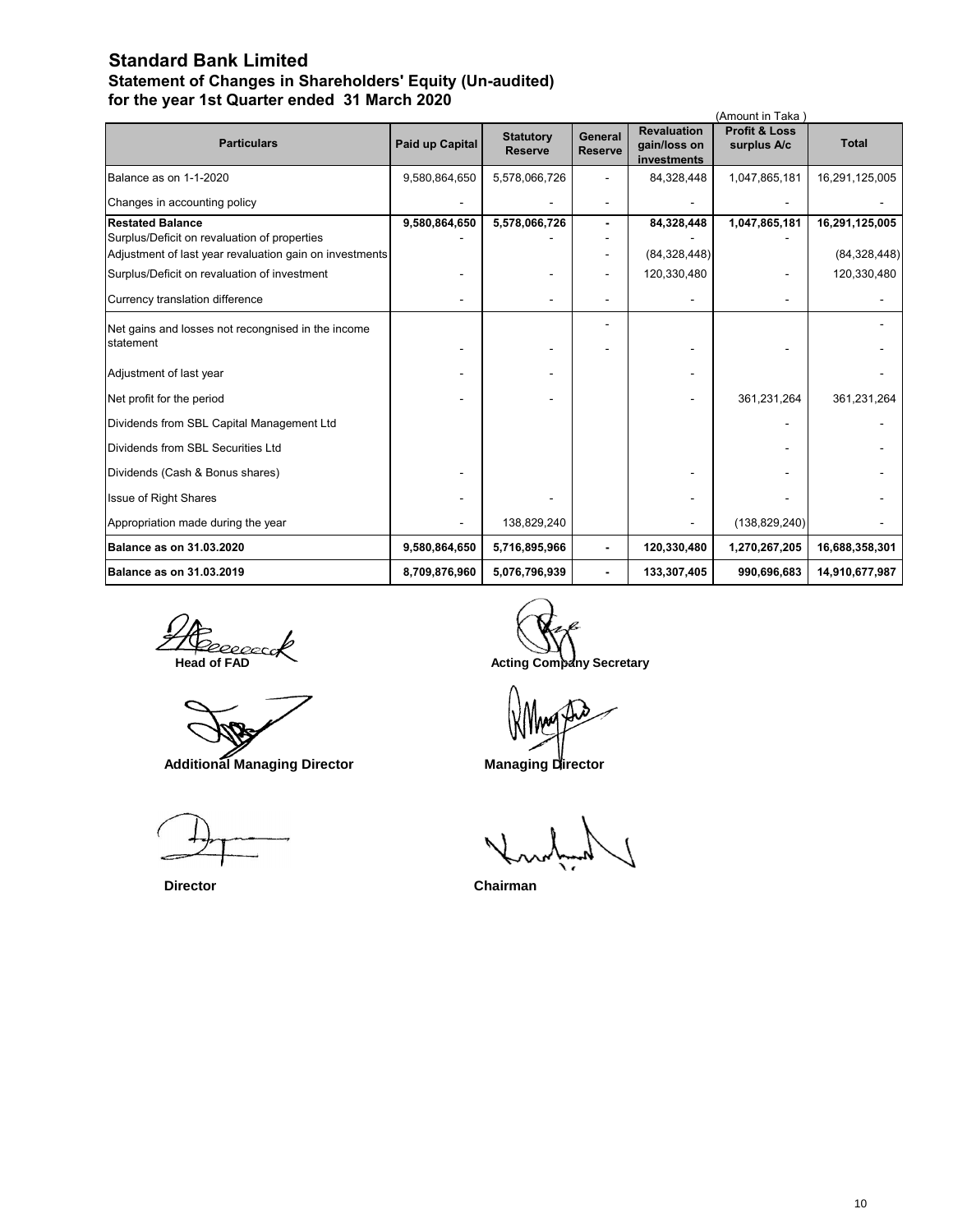# Standard Bank Limited

## Statement of Changes in Shareholders' Equity (Un-audited)

### for the year 1st Quarter ended 31 March 2020

(Amount in Taka )

| Particulars | Paid up Capital | Statutory Reserve | General Reserve | Revaluation gain/loss on investments | Profit & Loss surplus A/c | Total |
|---|---|---|---|---|---|---|
| Balance as on 1-1-2020 | 9,580,864,650 | 5,578,066,726 | - | 84,328,448 | 1,047,865,181 | 16,291,125,005 |
| Changes in accounting policy | - | - | - | - | - | - |
| **Restated Balance** | **9,580,864,650** | **5,578,066,726** | **-** | **84,328,448** | **1,047,865,181** | **16,291,125,005** |
| Surplus/Deficit on revaluation of properties | - | - | - | - | - | |
| Adjustment of last year revaluation gain on investments | | | - | (84,328,448) | | (84,328,448) |
| Surplus/Deficit on revaluation of investment | - | - | - | 120,330,480 | - | 120,330,480 |
| Currency translation difference | - | - | - | - | - | - |
| Net gains and losses not recongnised in the income statement | - | - | - | - | - | - |
| Adjustment of last year | - | - | | - | | - |
| Net profit for the period | - | - | | - | 361,231,264 | 361,231,264 |
| Dividends from SBL Capital Management Ltd | | | | | - | - |
| Dividends from SBL Securities Ltd | | | | | - | - |
| Dividends (Cash & Bonus shares) | - | | | - | - | - |
| Issue of Right Shares | - | - | | - | - | - |
| Appropriation made during the year | - | 138,829,240 | | - | (138,829,240) | - |
| **Balance as on 31.03.2020** | **9,580,864,650** | **5,716,895,966** | **-** | **120,330,480** | **1,270,267,205** | **16,688,358,301** |
| **Balance as on 31.03.2019** | **8,709,876,960** | **5,076,796,939** | **-** | **133,307,405** | **990,696,683** | **14,910,677,987** |

**Head of FAD** | **Acting Company Secretary**

**Additional Managing Director** | **Managing Director**

**Director** | **Chairman**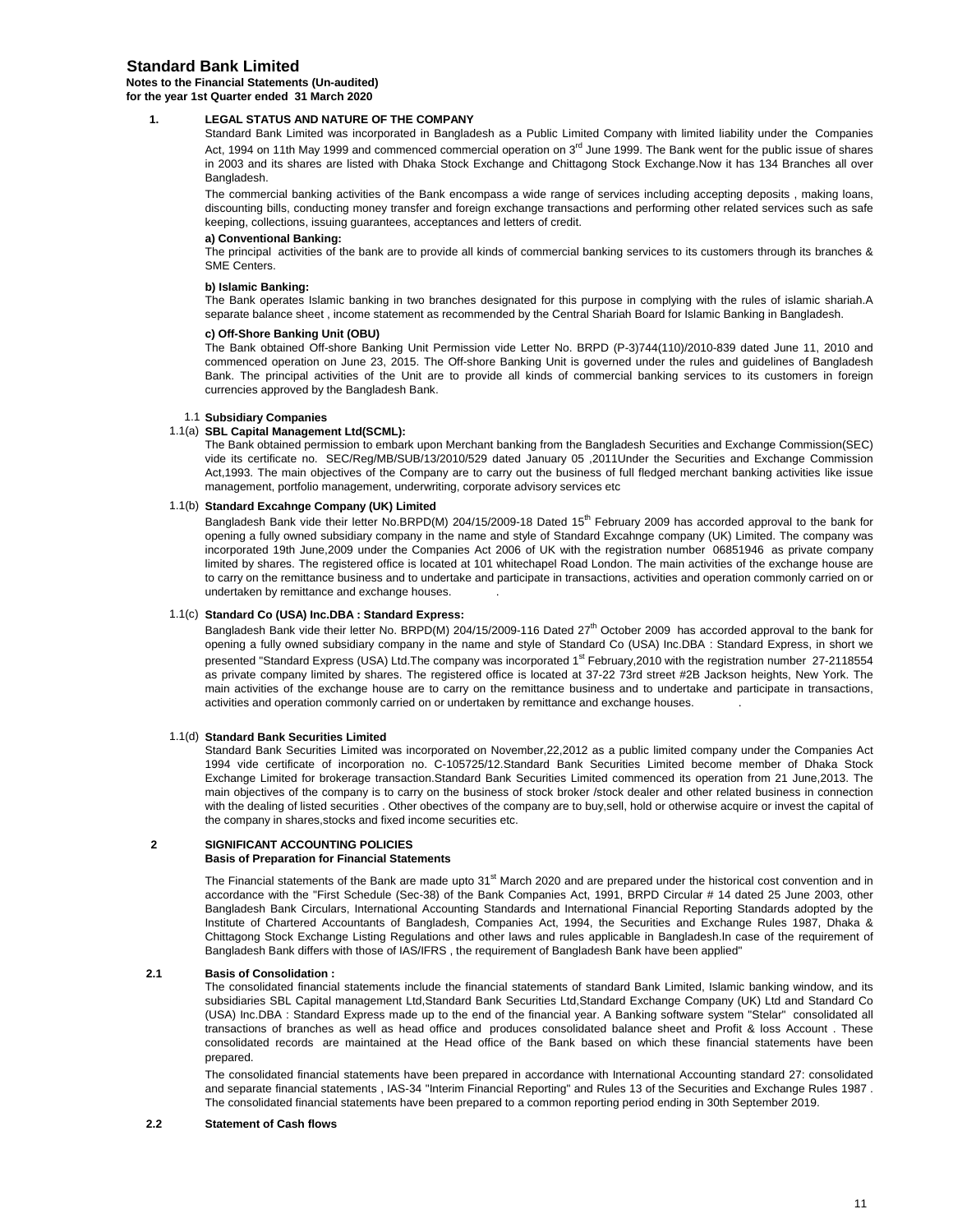# Standard Bank Limited

**Notes to the Financial Statements (Un-audited)**
**for the year 1st Quarter ended 31 March 2020**

## 1. LEGAL STATUS AND NATURE OF THE COMPANY

Standard Bank Limited was incorporated in Bangladesh as a Public Limited Company with limited liability under the Companies Act, 1994 on 11th May 1999 and commenced commercial operation on 3rd June 1999. The Bank went for the public issue of shares in 2003 and its shares are listed with Dhaka Stock Exchange and Chittagong Stock Exchange.Now it has 134 Branches all over Bangladesh.

The commercial banking activities of the Bank encompass a wide range of services including accepting deposits , making loans, discounting bills, conducting money transfer and foreign exchange transactions and performing other related services such as safe keeping, collections, issuing guarantees, acceptances and letters of credit.

**a) Conventional Banking:**

The principal activities of the bank are to provide all kinds of commercial banking services to its customers through its branches & SME Centers.

**b) Islamic Banking:**

The Bank operates Islamic banking in two branches designated for this purpose in complying with the rules of islamic shariah.A separate balance sheet , income statement as recommended by the Central Shariah Board for Islamic Banking in Bangladesh.

**c) Off-Shore Banking Unit (OBU)**

The Bank obtained Off-shore Banking Unit Permission vide Letter No. BRPD (P-3)744(110)/2010-839 dated June 11, 2010 and commenced operation on June 23, 2015. The Off-shore Banking Unit is governed under the rules and guidelines of Bangladesh Bank. The principal activities of the Unit are to provide all kinds of commercial banking services to its customers in foreign currencies approved by the Bangladesh Bank.

### 1.1 Subsidiary Companies

**1.1(a) SBL Capital Management Ltd(SCML):**

The Bank obtained permission to embark upon Merchant banking from the Bangladesh Securities and Exchange Commission(SEC) vide its certificate no. SEC/Reg/MB/SUB/13/2010/529 dated January 05 ,2011Under the Securities and Exchange Commission Act,1993. The main objectives of the Company are to carry out the business of full fledged merchant banking activities like issue management, portfolio management, underwriting, corporate advisory services etc

**1.1(b) Standard Excahnge Company (UK) Limited**

Bangladesh Bank vide their letter No.BRPD(M) 204/15/2009-18 Dated 15th February 2009 has accorded approval to the bank for opening a fully owned subsidiary company in the name and style of Standard Excahnge company (UK) Limited. The company was incorporated 19th June,2009 under the Companies Act 2006 of UK with the registration number 06851946 as private company limited by shares. The registered office is located at 101 whitechapel Road London. The main activities of the exchange house are to carry on the remittance business and to undertake and participate in transactions, activities and operation commonly carried on or undertaken by remittance and exchange houses.

**1.1(c) Standard Co (USA) Inc.DBA : Standard Express:**

Bangladesh Bank vide their letter No. BRPD(M) 204/15/2009-116 Dated 27th October 2009 has accorded approval to the bank for opening a fully owned subsidiary company in the name and style of Standard Co (USA) Inc.DBA : Standard Express, in short we presented "Standard Express (USA) Ltd.The company was incorporated 1st February,2010 with the registration number 27-2118554 as private company limited by shares. The registered office is located at 37-22 73rd street #2B Jackson heights, New York. The main activities of the exchange house are to carry on the remittance business and to undertake and participate in transactions, activities and operation commonly carried on or undertaken by remittance and exchange houses.

**1.1(d) Standard Bank Securities Limited**

Standard Bank Securities Limited was incorporated on November,22,2012 as a public limited company under the Companies Act 1994 vide certificate of incorporation no. C-105725/12.Standard Bank Securities Limited become member of Dhaka Stock Exchange Limited for brokerage transaction.Standard Bank Securities Limited commenced its operation from 21 June,2013. The main objectives of the company is to carry on the business of stock broker /stock dealer and other related business in connection with the dealing of listed securities . Other obectives of the company are to buy,sell, hold or otherwise acquire or invest the capital of the company in shares,stocks and fixed income securities etc.

## 2 SIGNIFICANT ACCOUNTING POLICIES

**Basis of Preparation for Financial Statements**

The Financial statements of the Bank are made upto 31st March 2020 and are prepared under the historical cost convention and in accordance with the "First Schedule (Sec-38) of the Bank Companies Act, 1991, BRPD Circular # 14 dated 25 June 2003, other Bangladesh Bank Circulars, International Accounting Standards and International Financial Reporting Standards adopted by the Institute of Chartered Accountants of Bangladesh, Companies Act, 1994, the Securities and Exchange Rules 1987, Dhaka & Chittagong Stock Exchange Listing Regulations and other laws and rules applicable in Bangladesh.In case of the requirement of Bangladesh Bank differs with those of IAS/IFRS , the requirement of Bangladesh Bank have been applied"

### 2.1 Basis of Consolidation :

The consolidated financial statements include the financial statements of standard Bank Limited, Islamic banking window, and its subsidiaries SBL Capital management Ltd,Standard Bank Securities Ltd,Standard Exchange Company (UK) Ltd and Standard Co (USA) Inc.DBA : Standard Express made up to the end of the financial year. A Banking software system "Stelar" consolidated all transactions of branches as well as head office and produces consolidated balance sheet and Profit & loss Account . These consolidated records are maintained at the Head office of the Bank based on which these financial statements have been prepared.

The consolidated financial statements have been prepared in accordance with International Accounting standard 27: consolidated and separate financial statements , IAS-34 "Interim Financial Reporting" and Rules 13 of the Securities and Exchange Rules 1987 . The consolidated financial statements have been prepared to a common reporting period ending in 30th September 2019.

### 2.2 Statement of Cash flows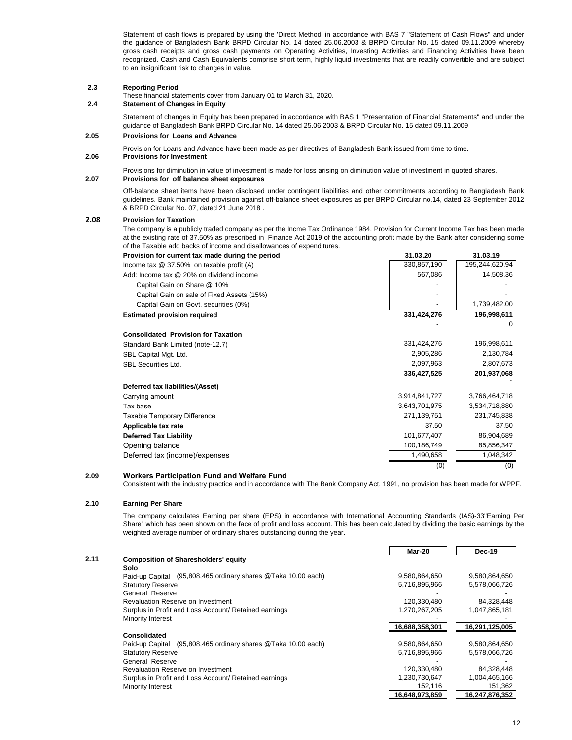Statement of cash flows is prepared by using the 'Direct Method' in accordance with BAS 7 "Statement of Cash Flows" and under the guidance of Bangladesh Bank BRPD Circular No. 14 dated 25.06.2003 & BRPD Circular No. 15 dated 09.11.2009 whereby gross cash receipts and gross cash payments on Operating Activities, Investing Activities and Financing Activities have been recognized. Cash and Cash Equivalents comprise short term, highly liquid investments that are readily convertible and are subject to an insignificant risk to changes in value.

**2.3 Reporting Period**

These financial statements cover from January 01 to March 31, 2020.

**2.4 Statement of Changes in Equity**

Statement of changes in Equity has been prepared in accordance with BAS 1 "Presentation of Financial Statements" and under the guidance of Bangladesh Bank BRPD Circular No. 14 dated 25.06.2003 & BRPD Circular No. 15 dated 09.11.2009

**2.05 Provisions for Loans and Advance**

Provision for Loans and Advance have been made as per directives of Bangladesh Bank issued from time to time.

**2.06 Provisions for Investment**

Provisions for diminution in value of investment is made for loss arising on diminution value of investment in quoted shares.

**2.07 Provisions for off balance sheet exposures**

Off-balance sheet items have been disclosed under contingent liabilities and other commitments according to Bangladesh Bank guidelines. Bank maintained provision against off-balance sheet exposures as per BRPD Circular no.14, dated 23 September 2012 & BRPD Circular No. 07, dated 21 June 2018 .

**2.08 Provision for Taxation**

The company is a publicly traded company as per the Incme Tax Ordinance 1984. Provision for Current Income Tax has been made at the existing rate of 37.50% as prescribed in Finance Act 2019 of the accounting profit made by the Bank after considering some of the Taxable add backs of income and disallowances of expenditures.

| **Provision for current tax made during the period** | **31.03.20** | **31.03.19** |
|---|---|---|
| Income tax @ 37.50% on taxable profit (A) | 330,857,190 | 195,244,620.94 |
| Add: Income tax @ 20% on dividend income | 567,086 | 14,508.36 |
| Capital Gain on Share @ 10% | - | - |
| Capital Gain on sale of Fixed Assets (15%) | - | - |
| Capital Gain on Govt. securities (0%) | - | 1,739,482.00 |
| **Estimated provision required** | **331,424,276** | **196,998,611** |
| | - | 0 |
| **Consolidated Provision for Taxation** | | |
| Standard Bank Limited (note-12.7) | 331,424,276 | 196,998,611 |
| SBL Capital Mgt. Ltd. | 2,905,286 | 2,130,784 |
| SBL Securities Ltd. | 2,097,963 | 2,807,673 |
| | **336,427,525** | **201,937,068** |
| **Deferred tax liabilities/(Asset)** | | |
| Carrying amount | 3,914,841,727 | 3,766,464,718 |
| Tax base | 3,643,701,975 | 3,534,718,880 |
| Taxable Temporary Difference | 271,139,751 | 231,745,838 |
| **Applicable tax rate** | 37.50 | 37.50 |
| **Deferred Tax Liability** | 101,677,407 | 86,904,689 |
| Opening balance | 100,186,749 | 85,856,347 |
| Deferred tax (income)/expenses | 1,490,658 | 1,048,342 |
| | (0) | (0) |

**2.09 Workers Participation Fund and Welfare Fund**

Consistent with the industry practice and in accordance with The Bank Company Act. 1991, no provision has been made for WPPF.

**2.10 Earning Per Share**

The company calculates Earning per share (EPS) in accordance with International Accounting Standards (IAS)-33"Earning Per Share" which has been shown on the face of profit and loss account. This has been calculated by dividing the basic earnings by the weighted average number of ordinary shares outstanding during the year.

**2.11 Composition of Sharesholders' equity**

| | **Mar-20** | **Dec-19** |
|---|---|---|
| **Solo** | | |
| Paid-up Capital (95,808,465 ordinary shares @Taka 10.00 each) | 9,580,864,650 | 9,580,864,650 |
| Statutory Reserve | 5,716,895,966 | 5,578,066,726 |
| General Reserve | - | - |
| Revaluation Reserve on Investment | 120,330,480 | 84,328,448 |
| Surplus in Profit and Loss Account/ Retained earnings | 1,270,267,205 | 1,047,865,181 |
| Minority Interest | - | - |
| | **16,688,358,301** | **16,291,125,005** |
| **Consolidated** | | |
| Paid-up Capital (95,808,465 ordinary shares @Taka 10.00 each) | 9,580,864,650 | 9,580,864,650 |
| Statutory Reserve | 5,716,895,966 | 5,578,066,726 |
| General Reserve | - | - |
| Revaluation Reserve on Investment | 120,330,480 | 84,328,448 |
| Surplus in Profit and Loss Account/ Retained earnings | 1,230,730,647 | 1,004,465,166 |
| Minority Interest | 152,116 | 151,362 |
| | **16,648,973,859** | **16,247,876,352** |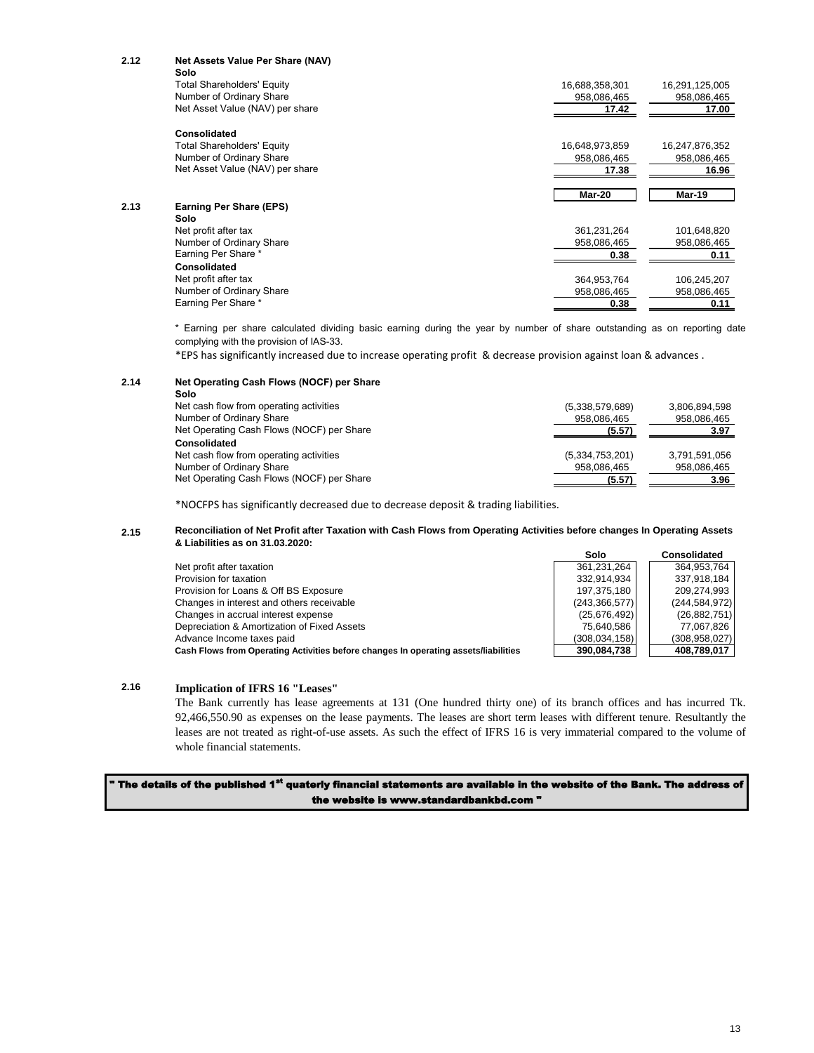### 2.12 Net Assets Value Per Share (NAV)

| | | |
|---|---|---|
| **Solo** | | |
| Total Shareholders' Equity | 16,688,358,301 | 16,291,125,005 |
| Number of Ordinary Share | 958,086,465 | 958,086,465 |
| Net Asset Value (NAV) per share | **17.42** | **17.00** |
| **Consolidated** | | |
| Total Shareholders' Equity | 16,648,973,859 | 16,247,876,352 |
| Number of Ordinary Share | 958,086,465 | 958,086,465 |
| Net Asset Value (NAV) per share | **17.38** | **16.96** |

### 2.13 Earning Per Share (EPS)

| | Mar-20 | Mar-19 |
|---|---|---|
| **Solo** | | |
| Net profit after tax | 361,231,264 | 101,648,820 |
| Number of Ordinary Share | 958,086,465 | 958,086,465 |
| Earning Per Share * | **0.38** | **0.11** |
| **Consolidated** | | |
| Net profit after tax | 364,953,764 | 106,245,207 |
| Number of Ordinary Share | 958,086,465 | 958,086,465 |
| Earning Per Share * | **0.38** | **0.11** |

* Earning per share calculated dividing basic earning during the year by number of share outstanding as on reporting date complying with the provision of IAS-33.

*EPS has significantly increased due to increase operating profit & decrease provision against loan & advances .

### 2.14 Net Operating Cash Flows (NOCF) per Share

| | | |
|---|---|---|
| **Solo** | | |
| Net cash flow from operating activities | (5,338,579,689) | 3,806,894,598 |
| Number of Ordinary Share | 958,086,465 | 958,086,465 |
| Net Operating Cash Flows (NOCF) per Share | **(5.57)** | **3.97** |
| **Consolidated** | | |
| Net cash flow from operating activities | (5,334,753,201) | 3,791,591,056 |
| Number of Ordinary Share | 958,086,465 | 958,086,465 |
| Net Operating Cash Flows (NOCF) per Share | **(5.57)** | **3.96** |

*NOCFPS has significantly decreased due to decrease deposit & trading liabilities.

### 2.15 Reconciliation of Net Profit after Taxation with Cash Flows from Operating Activities before changes In Operating Assets & Liabilities as on 31.03.2020:

| | Solo | Consolidated |
|---|---|---|
| Net profit after taxation | 361,231,264 | 364,953,764 |
| Provision for taxation | 332,914,934 | 337,918,184 |
| Provision for Loans & Off BS Exposure | 197,375,180 | 209,274,993 |
| Changes in interest and others receivable | (243,366,577) | (244,584,972) |
| Changes in accrual interest expense | (25,676,492) | (26,882,751) |
| Depreciation & Amortization of Fixed Assets | 75,640,586 | 77,067,826 |
| Advance Income taxes paid | (308,034,158) | (308,958,027) |
| **Cash Flows from Operating Activities before changes In operating assets/liabilities** | **390,084,738** | **408,789,017** |

### 2.16 Implication of IFRS 16 "Leases"

The Bank currently has lease agreements at 131 (One hundred thirty one) of its branch offices and has incurred Tk. 92,466,550.90 as expenses on the lease payments. The leases are short term leases with different tenure. Resultantly the leases are not treated as right-of-use assets. As such the effect of IFRS 16 is very immaterial compared to the volume of whole financial statements.

**" The details of the published 1st quaterly financial statements are available in the website of the Bank. The address of the website is www.standardbankbd.com "**